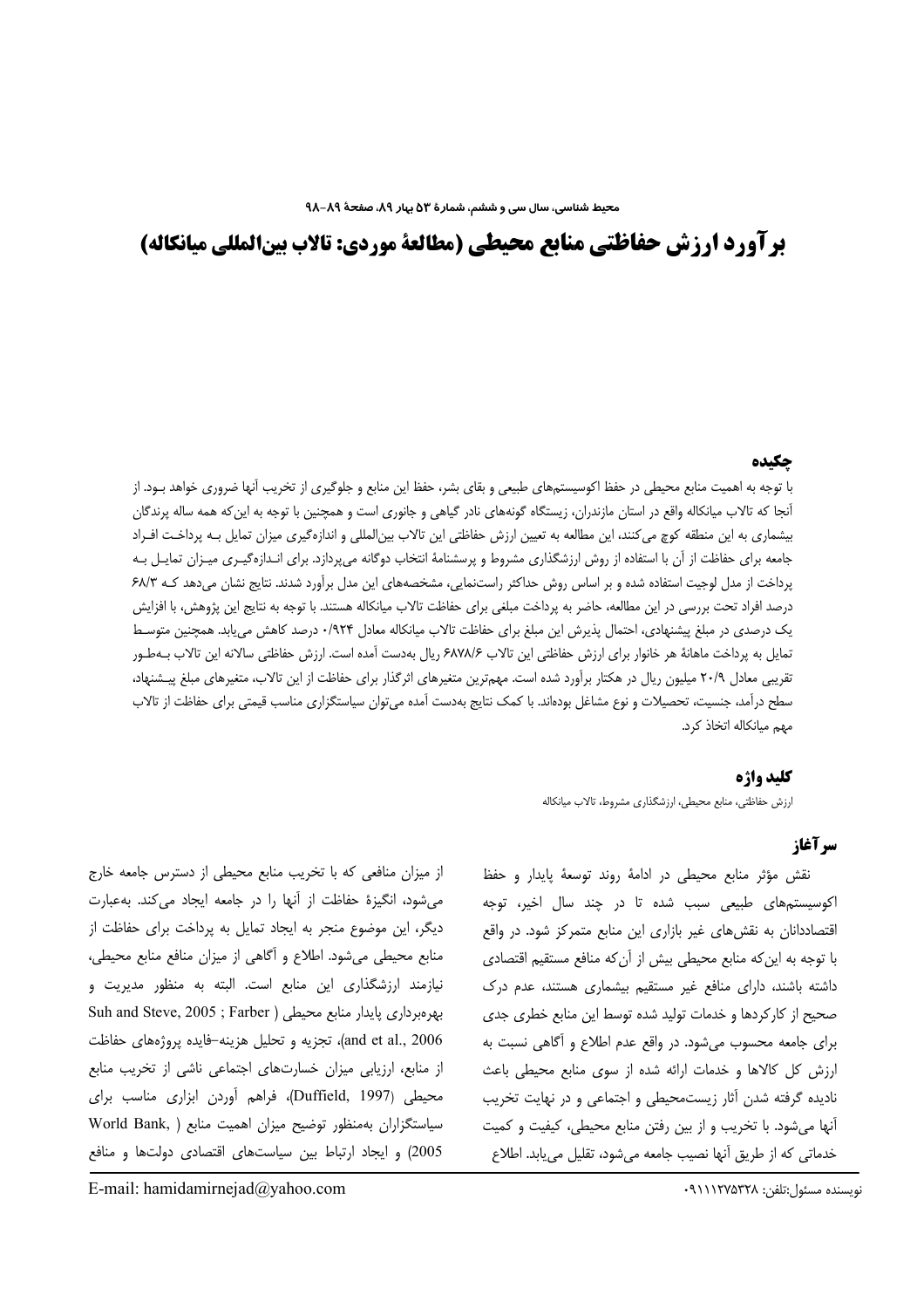# برآورد ارزش حفاظتی منابع محیطی (مطالعهٔ موردی: تالاب بین‌المللی میانکاله)

## چکیده

با توجه به اهمیت منابع محیطی در حفظ اکوسیستم‌های طبیعی و بقای بشر، حفظ این منابع و جلوگیری از تخریب آنها ضروری خواهد بود. از آنجا که تالاب میانکاله واقع در استان مازندران، زیستگاه گونه‌های نادر گیاهی و جانوری است و همچنین با توجه به این‌که همه ساله پرندگان بیشماری به این منطقه کوچ می‌کنند، این مطالعه به تعیین ارزش حفاظتی این تالاب بین‌المللی و اندازه‌گیری میزان تمایل بـه پرداخـت افـراد جامعه برای حفاظت از آن با استفاده از روش ارزشگذاری مشروط و پرسشنامهٔ انتخاب دوگانه می‌پردازد. برای انـدازه‌گیـری میـزان تمایـل بـه پرداخت از مدل لوجیت استفاده شده و بر اساس روش حداکثر راست‌نمایی، مشخصه‌های این مدل برآورد شدند. نتایج نشان می‌دهد کـه ۶۸/۳ درصد افراد تحت بررسی در این مطالعه، حاضر به پرداخت مبلغی برای حفاظت تالاب میانکاله هستند. با توجه به نتایج این پژوهش، با افزایش یک درصدی در مبلغ پیشنهادی، احتمال پذیرش این مبلغ برای حفاظت تالاب میانکاله معادل ۰/۹۲۴ درصد کاهش می‌یابد. همچنین متوسـط تمایل به پرداخت ماهانهٔ هر خانوار برای ارزش حفاظتی این تالاب ۶۸۷۸/۶ ریال به‌دست آمده است. ارزش حفاظتی سالانه این تالاب بـه‌طـور تقریبی معادل ۲۰/۹ میلیون ریال در هکتار برآورد شده است. مهم‌ترین متغیرهای اثرگذار برای حفاظت از این تالاب، متغیرهای مبلغ پیـشنهاد، سطح درآمد، جنسیت، تحصیلات و نوع مشاغل بوده‌اند. با کمک نتایج به‌دست آمده می‌توان سیاستگزاری مناسب قیمتی برای حفاظت از تالاب مهم میانکاله اتخاذ کرد.

## کلید واژه

ارزش حفاظتی، منابع محیطی، ارزشگذاری مشروط، تالاب میانکاله

## سرآغاز

نقش مؤثر منابع محیطی در ادامهٔ روند توسعهٔ پایدار و حفظ اکوسیستم‌های طبیعی سبب شده تا در چند سال اخیر، توجه اقتصاددانان به نقش‌های غیر بازاری این منابع متمرکز شود. در واقع با توجه به این‌که منابع محیطی بیش از آن‌که منافع مستقیم اقتصادی داشته باشند، دارای منافع غیر مستقیم بیشماری هستند، عدم درک صحیح از کارکردها و خدمات تولید شده توسط این منابع خطری جدی برای جامعه محسوب می‌شود. در واقع عدم اطلاع و آگاهی نسبت به ارزش کل کالاها و خدمات ارائه شده از سوی منابع محیطی باعث نادیده گرفته شدن آثار زیست‌محیطی و اجتماعی و در نهایت تخریب آنها می‌شود. با تخریب و از بین رفتن منابع محیطی، کیفیت و کمیت خدماتی که از طریق آنها نصیب جامعه می‌شود، تقلیل می‌یابد. اطلاع از میزان منافعی که با تخریب منابع محیطی از دسترس جامعه خارج می‌شود، انگیزهٔ حفاظت از آنها را در جامعه ایجاد می‌کند. به‌عبارت دیگر، این موضوع منجر به ایجاد تمایل به پرداخت برای حفاظت از منابع محیطی می‌شود. اطلاع و آگاهی از میزان منافع منابع محیطی، نیازمند ارزشگذاری این منابع است. البته به منظور مدیریت و بهره‌برداری پایدار منابع محیطی (Suh and Steve, 2005 ; Farber and et al., 2006)، تجزیه و تحلیل هزینه–فایده پروژه‌های حفاظت از منابع، ارزیابی میزان خسارت‌های اجتماعی ناشی از تخریب منابع محیطی (Duffield, 1997)، فراهم آوردن ابزاری مناسب برای سیاستگزاران به‌منظور توضیح میزان اهمیت منابع (World Bank, 2005) و ایجاد ارتباط بین سیاست‌های اقتصادی دولت‌ها و منافع

نویسنده مسئول:تلفن: ۰۹۱۱۱۲۷۵۳۲۸

E-mail: hamidamirnejad@yahoo.com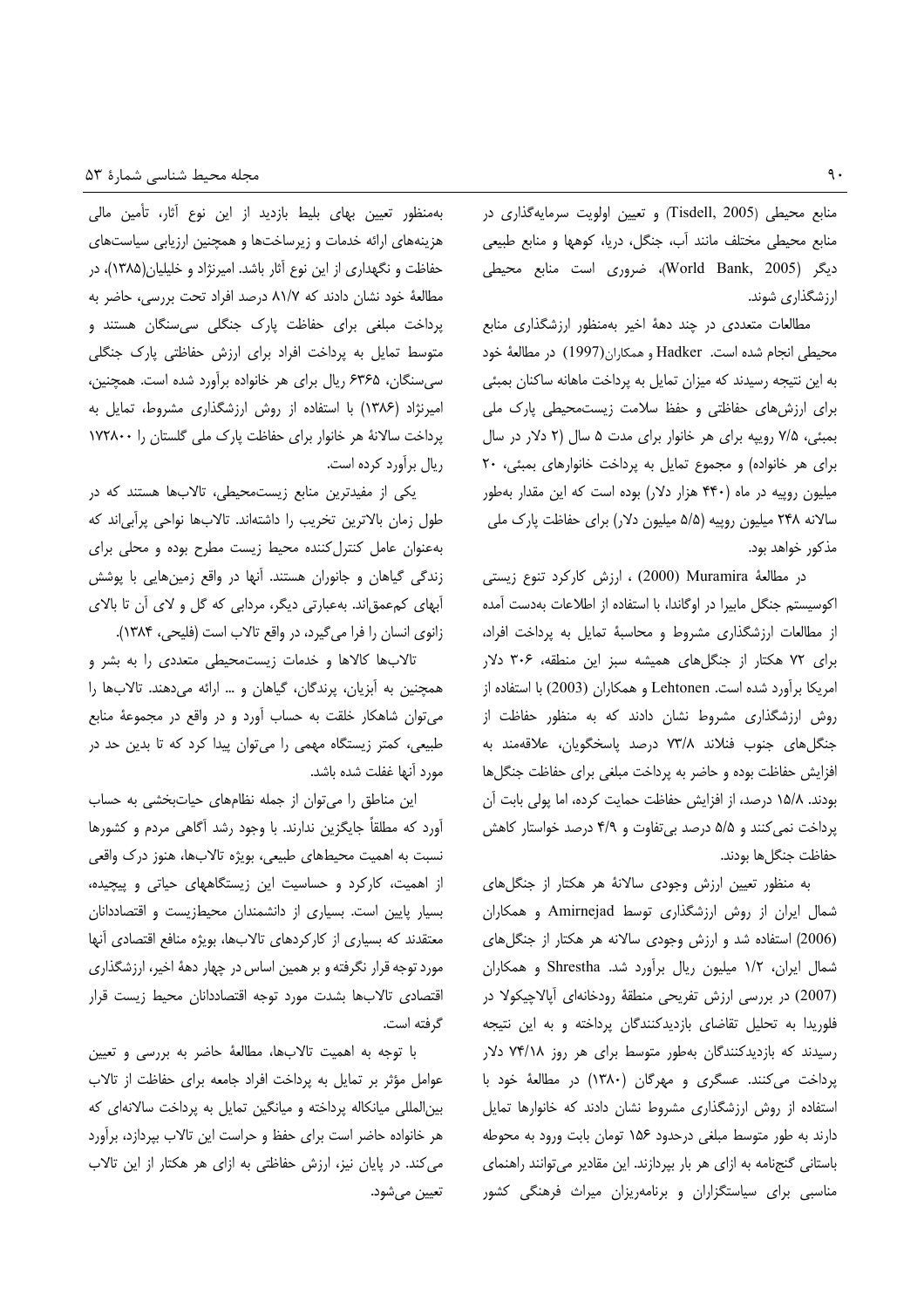منابع محیطی (Tisdell, 2005) و تعیین اولویت سرمایه‌گذاری در منابع محیطی مختلف مانند آب، جنگل، دریا، کوهها و منابع طبیعی دیگر (World Bank, 2005)، ضروری است منابع محیطی ارزشگذاری شوند.

مطالعات متعددی در چند دههٔ اخیر به‌منظور ارزشگذاری منابع محیطی انجام شده است. Hadker و همکاران(1997) در مطالعهٔ خود به این نتیجه رسیدند که میزان تمایل به پرداخت ماهانه ساکنان بمبئی برای ارزش‌های حفاظتی و حفظ سلامت زیست‌محیطی پارک ملی بمبئی، ۷/۵ روپیه برای هر خانوار برای مدت ۵ سال (۲ دلار در سال برای هر خانواده) و مجموع تمایل به پرداخت خانوارهای بمبئی، ۲۰ میلیون روپیه در ماه (۴۴۰ هزار دلار) بوده است که این مقدار به‌طور سالانه ۲۴۸ میلیون روپیه (۵/۵ میلیون دلار) برای حفاظت پارک ملی مذکور خواهد بود.

در مطالعهٔ Muramira (2000) ، ارزش کارکرد تنوع زیستی اکوسیستم جنگل مابیرا در اوگاندا، با استفاده از اطلاعات به‌دست آمده از مطالعات ارزشگذاری مشروط و محاسبهٔ تمایل به پرداخت افراد، برای ۷۲ هکتار از جنگل‌های همیشه سبز این منطقه، ۳۰۶ دلار امریکا برآورد شده است. Lehtonen و همکاران (2003) با استفاده از روش ارزشگذاری مشروط نشان دادند که به منظور حفاظت از جنگل‌های جنوب فنلاند ۷۳/۸ درصد پاسخگویان، علاقه‌مند به افزایش حفاظت بوده و حاضر به پرداخت مبلغی برای حفاظت جنگل‌ها بودند. ۱۵/۸ درصد، از افزایش حفاظت حمایت کرده، اما پولی بابت آن پرداخت نمی‌کنند و ۵/۵ درصد بی‌تفاوت و ۴/۹ درصد خواستار کاهش حفاظت جنگل‌ها بودند.

به منظور تعیین ارزش وجودی سالانهٔ هر هکتار از جنگل‌های شمال ایران از روش ارزشگذاری توسط Amirnejad و همکاران (2006) استفاده شد و ارزش وجودی سالانه هر هکتار از جنگل‌های شمال ایران، ۱/۲ میلیون ریال برآورد شد. Shrestha و همکاران (2007) در بررسی ارزش تفریحی منطقهٔ رودخانه‌ای آپالاچیکولا در فلوریدا به تحلیل تقاضای بازدیدکنندگان پرداخته و به این نتیجه رسیدند که بازدیدکنندگان به‌طور متوسط برای هر روز ۷۴/۱۸ دلار پرداخت می‌کنند. عسگری و مهرگان (۱۳۸۰) در مطالعهٔ خود با استفاده از روش ارزشگذاری مشروط نشان دادند که خانوارها تمایل دارند به طور متوسط مبلغی درحدود ۱۵۶ تومان بابت ورود به محوطه باستانی گنج‌نامه به ازای هر بار بپردازند. این مقادیر می‌توانند راهنمای مناسبی برای سیاستگزاران و برنامه‌ریزان میراث فرهنگی کشور به‌منظور تعیین بهای بلیط بازدید از این نوع آثار، تأمین مالی هزینه‌های ارائه خدمات و زیرساخت‌ها و همچنین ارزیابی سیاست‌های حفاظت و نگهداری از این نوع آثار باشد. امیرنژاد و خلیلیان(۱۳۸۵)، در مطالعهٔ خود نشان دادند که ۸۱/۷ درصد افراد تحت بررسی، حاضر به پرداخت مبلغی برای حفاظت پارک جنگلی سی‌سنگان هستند و متوسط تمایل به پرداخت افراد برای ارزش حفاظتی پارک جنگلی سی‌سنگان، ۶۳۶۵ ریال برای هر خانواده برآورد شده است. همچنین، امیرنژاد (۱۳۸۶) با استفاده از روش ارزشگذاری مشروط، تمایل به پرداخت سالانهٔ هر خانوار برای حفاظت پارک ملی گلستان را ۱۷۲۸۰۰ ریال برآورد کرده است.

یکی از مفیدترین منابع زیست‌محیطی، تالاب‌ها هستند که در طول زمان بالاترین تخریب را داشته‌اند. تالاب‌ها نواحی پرآبی‌اند که به‌عنوان عامل کنترل‌کننده محیط زیست مطرح بوده و محلی برای زندگی گیاهان و جانوران هستند. آنها در واقع زمین‌هایی با پوشش آبهای کم‌عمق‌اند. به‌عبارتی دیگر، مردابی که گل و لای آن تا بالای زانوی انسان را فرا می‌گیرد، در واقع تالاب است (فلیحی، ۱۳۸۴).

تالاب‌ها کالاها و خدمات زیست‌محیطی متعددی را به بشر و همچنین به آبزیان، پرندگان، گیاهان و ... ارائه می‌دهند. تالاب‌ها را می‌توان شاهکار خلقت به حساب آورد و در واقع در مجموعهٔ منابع طبیعی، کمتر زیستگاه مهمی را می‌توان پیدا کرد که تا بدین حد در مورد آنها غفلت شده باشد.

این مناطق را می‌توان از جمله نظام‌های حیات‌بخشی به حساب آورد که مطلقاً جایگزین ندارند. با وجود رشد آگاهی مردم و کشورها نسبت به اهمیت محیط‌های طبیعی، بویژه تالاب‌ها، هنوز درک واقعی از اهمیت، کارکرد و حساسیت این زیستگاههای حیاتی و پیچیده، بسیار پایین است. بسیاری از دانشمندان محیط‌زیست و اقتصاددانان معتقدند که بسیاری از کارکردهای تالاب‌ها، بویژه منافع اقتصادی آنها مورد توجه قرار نگرفته و بر همین اساس در چهار دههٔ اخیر، ارزشگذاری اقتصادی تالاب‌ها بشدت مورد توجه اقتصاددانان محیط زیست قرار گرفته است.

با توجه به اهمیت تالاب‌ها، مطالعهٔ حاضر به بررسی و تعیین عوامل مؤثر بر تمایل به پرداخت افراد جامعه برای حفاظت از تالاب بین‌المللی میانکاله پرداخته و میانگین تمایل به پرداخت سالانه‌ای که هر خانواده حاضر است برای حفظ و حراست این تالاب بپردازد، برآورد می‌کند. در پایان نیز، ارزش حفاظتی به ازای هر هکتار از این تالاب تعیین می‌شود.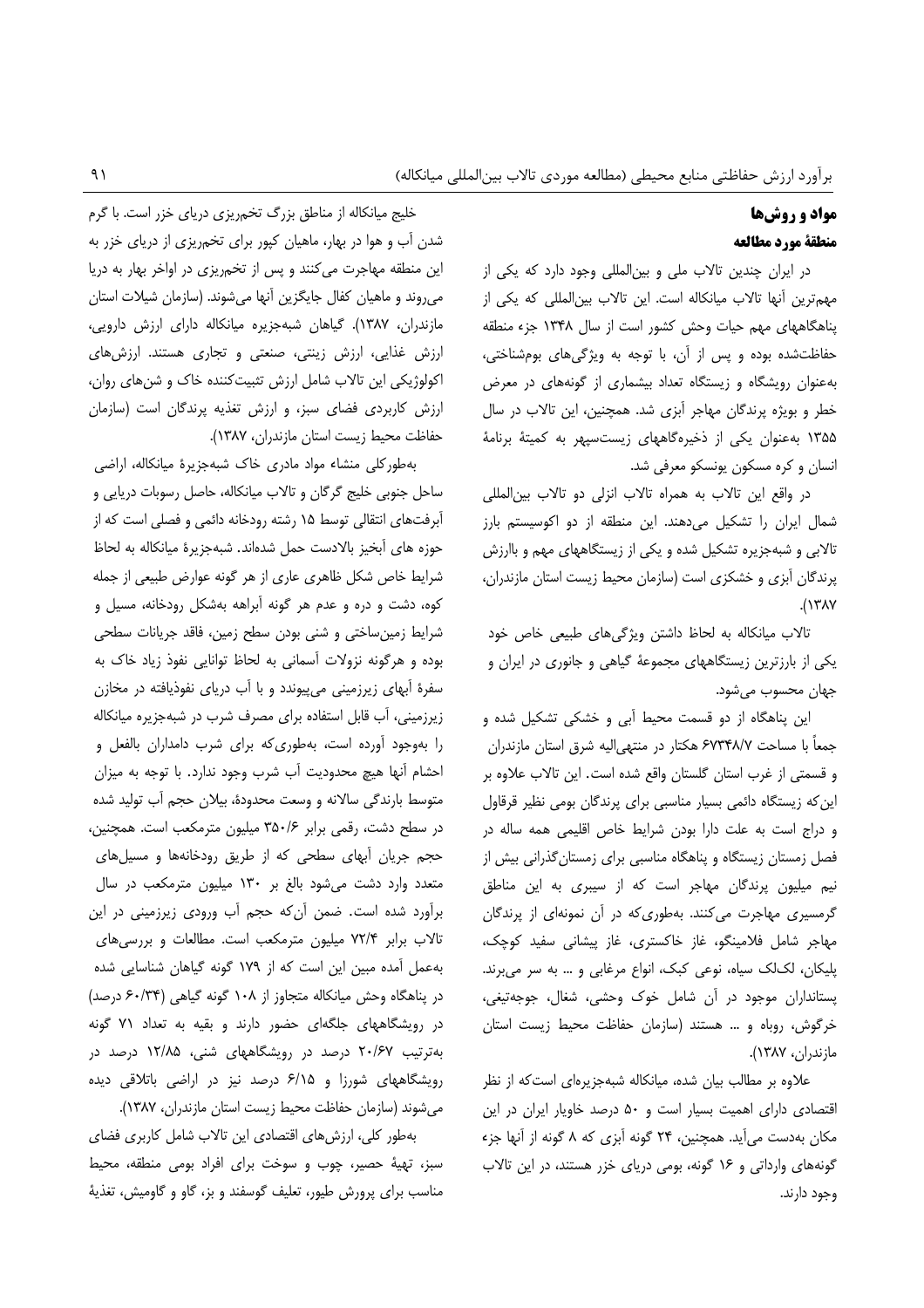## مواد و روش‌ها

### منطقهٔ مورد مطالعه

در ایران چندین تالاب ملی و بین‌المللی وجود دارد که یکی از مهم‌ترین آنها تالاب میانکاله است. این تالاب بین‌المللی که یکی از پناهگاههای مهم حیات وحش کشور است از سال ۱۳۴۸ جزء منطقه حفاظت‌شده بوده و پس از آن، با توجه به ویژگی‌های بوم‌شناختی، به‌عنوان رویشگاه و زیستگاه تعداد بیشماری از گونه‌های در معرض خطر و بویژه پرندگان مهاجر آبزی شد. همچنین، این تالاب در سال ۱۳۵۵ به‌عنوان یکی از ذخیره‌گاههای زیست‌سپهر به کمیتهٔ برنامهٔ انسان و کره مسکون یونسکو معرفی شد.

در واقع این تالاب به همراه تالاب انزلی دو تالاب بین‌المللی شمال ایران را تشکیل می‌دهند. این منطقه از دو اکوسیستم بارز تالابی و شبه‌جزیره تشکیل شده و یکی از زیستگاههای مهم و باارزش پرندگان آبزی و خشکزی است (سازمان محیط زیست استان مازندران، ۱۳۸۷).

تالاب میانکاله به لحاظ داشتن ویژگی‌های طبیعی خاص خود یکی از بارزترین زیستگاههای مجموعهٔ گیاهی و جانوری در ایران و جهان محسوب می‌شود.

این پناهگاه از دو قسمت محیط آبی و خشکی تشکیل شده و جمعاً با مساحت ۶۷۳۴۸/۷ هکتار در منتهی‌الیه شرق استان مازندران و قسمتی از غرب استان گلستان واقع شده است. این تالاب علاوه بر این‌که زیستگاه دائمی بسیار مناسبی برای پرندگان بومی نظیر قرقاول و دراج است به علت دارا بودن شرایط خاص اقلیمی همه ساله در فصل زمستان زیستگاه و پناهگاه مناسبی برای زمستان‌گذرانی بیش از نیم میلیون پرندگان مهاجر است که از سیبری به این مناطق گرمسیری مهاجرت می‌کنند. به‌طوری‌که در آن نمونه‌ای از پرندگان مهاجر شامل فلامینگو، غاز خاکستری، غاز پیشانی سفید کوچک، پلیکان، لک‌لک سیاه، نوعی کبک، انواع مرغابی و ... به سر می‌برند. پستانداران موجود در آن شامل خوک وحشی، شغال، جوجه‌تیغی، خرگوش، روباه و ... هستند (سازمان حفاظت محیط زیست استان مازندران، ۱۳۸۷).

علاوه بر مطالب بیان شده، میانکاله شبه‌جزیره‌ای است‌که از نظر اقتصادی دارای اهمیت بسیار است و ۵۰ درصد خاویار ایران در این مکان به‌دست می‌آید. همچنین، ۲۴ گونه آبزی که ۸ گونه از آنها جزء گونه‌های وارداتی و ۱۶ گونه، بومی دریای خزر هستند، در این تالاب وجود دارند.

خلیج میانکاله از مناطق بزرگ تخم‌ریزی دریای خزر است. با گرم شدن آب و هوا در بهار، ماهیان کپور برای تخم‌ریزی از دریای خزر به این منطقه مهاجرت می‌کنند و پس از تخم‌ریزی در اواخر بهار به دریا می‌روند و ماهیان کفال جایگزین آنها می‌شوند. (سازمان شیلات استان مازندران، ۱۳۸۷). گیاهان شبه‌جزیره میانکاله دارای ارزش دارویی، ارزش غذایی، ارزش زینتی، صنعتی و تجاری هستند. ارزش‌های اکولوژیکی این تالاب شامل ارزش تثبیت‌کننده خاک و شن‌های روان، ارزش کاربردی فضای سبز، و ارزش تغذیه پرندگان است (سازمان حفاظت محیط زیست استان مازندران، ۱۳۸۷).

به‌طورکلی منشاء مواد مادری خاک شبه‌جزیرهٔ میانکاله، اراضی ساحل جنوبی خلیج گرگان و تالاب میانکاله، حاصل رسوبات دریایی و آبرفت‌های انتقالی توسط ۱۵ رشته رودخانه دائمی و فصلی است که از حوزه های آبخیز بالادست حمل شده‌اند. شبه‌جزیرهٔ میانکاله به لحاظ شرایط خاص شکل ظاهری عاری از هر گونه عوارض طبیعی از جمله کوه، دشت و دره و عدم هر گونه آبراهه به‌شکل رودخانه، مسیل و شرایط زمین‌ساختی و شنی بودن سطح زمین، فاقد جریانات سطحی بوده و هرگونه نزولات آسمانی به لحاظ توانایی نفوذ زیاد خاک به سفرهٔ آبهای زیرزمینی می‌پیوندد و با آب دریای نفوذیافته در مخازن زیرزمینی، آب قابل استفاده برای مصرف شرب در شبه‌جزیره میانکاله را به‌وجود آورده است، به‌طوری‌که برای شرب دامداران بالفعل و احشام آنها هیچ محدودیت آب شرب وجود ندارد. با توجه به میزان متوسط بارندگی سالانه و وسعت محدودهٔ، بیلان حجم آب تولید شده در سطح دشت، رقمی برابر ۳۵۰/۶ میلیون مترمکعب است. همچنین، حجم جریان آبهای سطحی که از طریق رودخانه‌ها و مسیل‌های متعدد وارد دشت می‌شود بالغ بر ۱۳۰ میلیون مترمکعب در سال برآورد شده است. ضمن آن‌که حجم آب ورودی زیرزمینی در این تالاب برابر ۷۲/۴ میلیون مترمکعب است. مطالعات و بررسی‌های به‌عمل آمده مبین این است که از ۱۷۹ گونه گیاهان شناسایی شده در پناهگاه وحش میانکاله متجاوز از ۱۰۸ گونه گیاهی (۶۰/۳۴ درصد) در رویشگاههای جلگه‌ای حضور دارند و بقیه به تعداد ۷۱ گونه به‌ترتیب ۲۰/۶۷ درصد در رویشگاههای شنی، ۱۲/۸۵ درصد در رویشگاههای شورزا و ۶/۱۵ درصد نیز در اراضی باتلاقی دیده می‌شوند (سازمان حفاظت محیط زیست استان مازندران، ۱۳۸۷).

به‌طور کلی، ارزش‌های اقتصادی این تالاب شامل کاربری فضای سبز، تهیهٔ حصیر، چوب و سوخت برای افراد بومی منطقه، محیط مناسب برای پرورش طیور، تعلیف گوسفند و بز، گاو و گاومیش، تغذیهٔ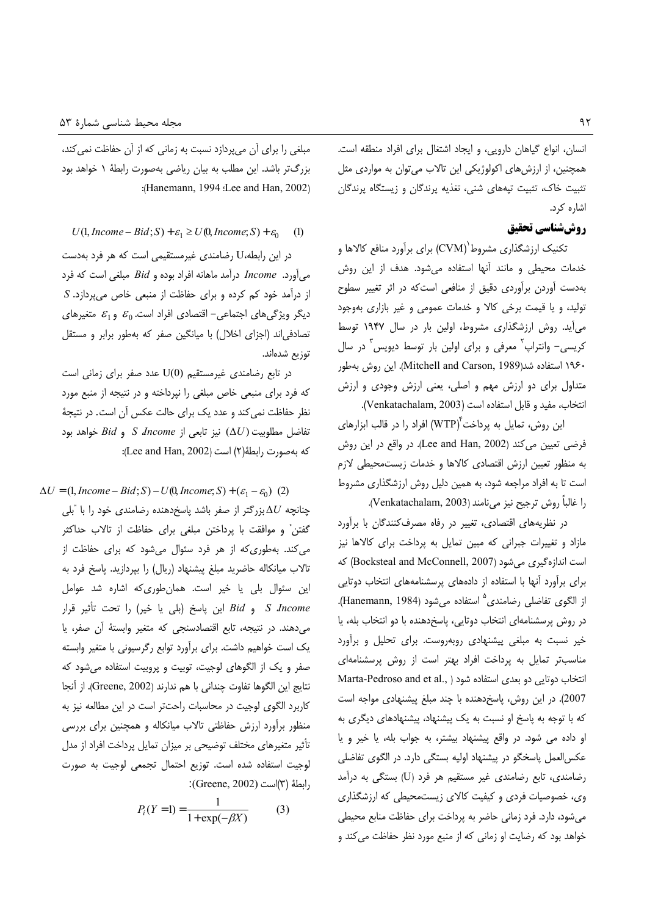انسان، انواع گیاهان دارویی، و ایجاد اشتغال برای افراد منطقه است. همچنین، از ارزش‌های اکولوژیکی این تالاب می‌توان به مواردی مثل تثبیت خاک، تثبیت تپه‌های شنی، تغذیه پرندگان و زیستگاه پرندگان اشاره کرد.

## روش‌شناسی تحقیق

تکنیک ارزشگذاری مشروط[1](CVM) برای برآورد منافع کالاها و خدمات محیطی و مانند آنها استفاده می‌شود. هدف از این روش به‌دست آوردن برآوردی دقیق از منافعی است‌که در اثر تغییر سطوح تولید، و یا قیمت برخی کالا و خدمات عمومی و غیر بازاری به‌وجود می‌آید. روش ارزشگذاری مشروط، اولین بار در سال ۱۹۴۷ توسط کریسی- وانتراپ[2] معرفی و برای اولین بار توسط دیویس[3] در سال ۱۹۶۰ استفاده شد(Mitchell and Carson, 1989). این روش به‌طور متداول برای دو ارزش مهم و اصلی، یعنی ارزش وجودی و ارزش انتخاب، مفید و قابل استفاده است (Venkatachalam, 2003).

این روش، تمایل به پرداخت[4](WTP) افراد را در قالب ابزارهای فرضی تعیین می‌کند (Lee and Han, 2002). در واقع در این روش به منظور تعیین ارزش اقتصادی کالاها و خدمات زیست‌محیطی لازم است تا به افراد مراجعه شود، به همین دلیل روش ارزشگذاری مشروط را غالباً روش ترجیح نیز می‌نامند (Venkatachalam, 2003).

در نظریه‌های اقتصادی، تغییر در رفاه مصرف‌کنندگان با برآورد مازاد و تغییرات جبرانی که مبین تمایل به پرداخت برای کالاها نیز است اندازه‌گیری می‌شود (Bocksteal and McConnell, 2007) که برای برآورد آنها با استفاده از داده‌های پرسشنامه‌های انتخاب دوتایی از الگوی تفاضلی رضامندی[5] استفاده می‌شود (Hanemann, 1984). در روش پرسشنامه‌ای انتخاب دوتایی، پاسخ‌دهنده با دو انتخاب بله، یا خیر نسبت به مبلغی پیشنهادی روبه‌روست. برای تحلیل و برآورد مناسب‌تر تمایل به پرداخت افراد بهتر است از روش پرسشنامه‌ای انتخاب دوتایی دو بعدی استفاده شود (Marta-Pedroso and et al., 2007). در این روش، پاسخ‌دهنده با چند مبلغ پیشنهادی مواجه است که با توجه به پاسخ او نسبت به یک پیشنهاد، پیشنهادهای دیگری به او داده می شود. در واقع پیشنهاد بیشتر، به جواب بله، یا خیر و یا عکس‌العمل پاسخگو در پیشنهاد اولیه بستگی دارد. در الگوی تفاضلی رضامندی، تابع رضامندی غیر مستقیم هر فرد (U) بستگی به درآمد وی، خصوصیات فردی و کیفیت کالای زیست‌محیطی که ارزشگذاری می‌شود، دارد. فرد زمانی حاضر به پرداخت برای حفاظت منابع محیطی خواهد بود که رضایت او زمانی که از منبع مورد نظر حفاظت می‌کند و مبلغی را برای آن می‌پردازد نسبت به زمانی که از آن حفاظت نمی‌کند، بزرگ‌تر باشد. این مطلب به بیان ریاضی به‌صورت رابطهٔ ۱ خواهد بود (Hanemann, 1994 ؛Lee and Han, 2002):

$$U(1, Income - Bid; S) + \varepsilon_1 \geq U(0, Income; S) + \varepsilon_0 \quad (1)$$

در این رابطه،U رضامندی غیرمستقیمی است که هر فرد به‌دست می‌آورد. $Income$ درآمد ماهانه افراد بوده و $Bid$ مبلغی است که فرد از درآمد خود کم کرده و برای حفاظت از منبعی خاص می‌پردازد. $S$ دیگر ویژگی‌های اجتماعی- اقتصادی افراد است. $\varepsilon_0$ و $\varepsilon_1$ متغیرهای تصادفی‌اند (اجزای اخلال) با میانگین صفر که به‌طور برابر و مستقل توزیع شده‌اند.

در تابع رضامندی غیرمستقیم U(0) عدد صفر برای زمانی است که فرد برای منبعی خاص مبلغی را نپرداخته و در نتیجه از منبع مورد نظر حفاظت نمی‌کند و عدد یک برای حالت عکس آن است. در نتیجهٔ تفاضل مطلوبیت ($\Delta U$) نیز تابعی از $Income$، $S$ و $Bid$ خواهد بود که به‌صورت رابطهٔ(۲) است (Lee and Han, 2002):

$$\Delta U = (1, Income - Bid; S) - U(0, Income; S) + (\varepsilon_1 - \varepsilon_0) \quad (2)$$

چنانچه $\Delta U$ بزرگ‌تر از صفر باشد پاسخ‌دهنده رضامندی خود را با "بلی گفتن" و موافقت با پرداختن مبلغی برای حفاظت از تالاب حداکثر می‌کند. به‌طوری‌که از هر فرد سئوال می‌شود که برای حفاظت از تالاب میانکاله حاضرید مبلغ پیشنهاد (ریال) را بپردازید. پاسخ فرد به این سئوال بلی یا خیر است. همان‌طوری‌که اشاره شد عوامل $Income$، $S$ و $Bid$ این پاسخ (بلی یا خیر) را تحت تأثیر قرار می‌دهند. در نتیجه، تابع اقتصادسنجی که متغیر وابستهٔ آن صفر، یا یک است خواهیم داشت. برای برآورد توابع رگرسیونی با متغیر وابسته صفر و یک از الگوهای لوجیت، توبیت و پروبیت استفاده می‌شود که نتایج این الگوها تفاوت چندانی با هم ندارند (Greene, 2002). از آنجا کاربرد الگوی لوجیت در محاسبات راحت‌تر است در این مطالعه نیز به منظور برآورد ارزش حفاظتی تالاب میانکاله و همچنین برای بررسی تأثیر متغیرهای مختلف توضیحی بر میزان تمایل پرداخت افراد از مدل لوجیت استفاده شده است. توزیع احتمال تجمعی لوجیت به صورت رابطهٔ (۳)است (Greene, 2002):

$$P_i(Y = 1) = \frac{1}{1 + \exp(-\beta X)} \quad (3)$$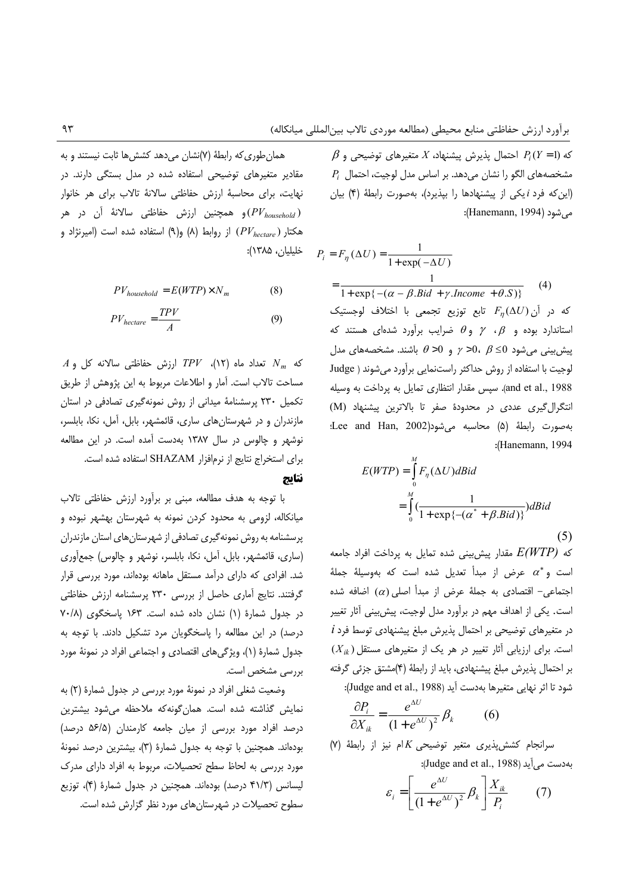که $P_i(Y=1)$ احتمال پذیرش پیشنهاد، $X$ متغیرهای توضیحی و $\beta$ مشخصه‌های الگو را نشان می‌دهد. بر اساس مدل لوجیت، احتمال $P_i$ (این‌که فرد $i$ یکی از پیشنهادها را بپذیرد)، به‌صورت رابطهٔ (۴) بیان می‌شود (Hanemann, 1994):

$$P_i = F_\eta(\Delta U) = \frac{1}{1+\exp(-\Delta U)}$$
$$= \frac{1}{1+\exp\{-(\alpha - \beta.Bid + \gamma.Income + \theta.S)\}} \qquad (4)$$

که در آن $F_\eta(\Delta U)$ تابع توزیع تجمعی با اختلاف لوجستیک استاندارد بوده و $\beta$، $\gamma$ و $\theta$ ضرایب برآورد شده‌ای هستند که پیش‌بینی می‌شود $\beta \leq 0$، $\gamma > 0$ و $\theta > 0$ باشند. مشخصه‌های مدل لوجیت با استفاده از روش حداکثر راست‌نمایی برآورد می‌شوند (Judge and et al., 1988). سپس مقدار انتظاری تمایل به پرداخت به وسیله انتگرال‌گیری عددی در محدودهٔ صفر تا بالاترین پیشنهاد (M) به‌صورت رابطهٔ (۵) محاسبه می‌شود(Lee and Han, 2002؛ Hanemann, 1994):

$$E(WTP) = \int_0^M F_\eta(\Delta U)dBid$$
$$= \int_0^M \left(\frac{1}{1+\exp\{-(\alpha^* + \beta.Bid)\}}\right)dBid \qquad (5)$$

که $E(WTP)$ مقدار پیش‌بینی شده تمایل به پرداخت افراد جامعه است و $\alpha^*$ عرض از مبدأ تعدیل شده است که به‌وسیلهٔ جملهٔ اجتماعی- اقتصادی به جملهٔ عرض از مبدأ اصلی $(\alpha)$ اضافه شده است. یکی از اهداف مهم در برآورد مدل لوجیت، پیش‌بینی آثار تغییر در متغیرهای توضیحی بر احتمال پذیرش مبلغ پیشنهادی توسط فرد $i$ است. برای ارزیابی آثار تغییر در هر یک از متغیرهای مستقل $(X_{ik})$ بر احتمال پذیرش مبلغ پیشنهادی، باید از رابطهٔ (۴)مشتق جزئی گرفته شود تا اثر نهایی متغیرها به‌دست آید (Judge and et al., 1988):

$$\frac{\partial P_i}{\partial X_{ik}} = \frac{e^{\Delta U}}{(1+e^{\Delta U})^2}\beta_k \qquad (6)$$

سرانجام کشش‌پذیری متغیر توضیحی $K$ام نیز از رابطهٔ (۷) به‌دست می‌آید (Judge and et al., 1988):

$$\varepsilon_i = \left[\frac{e^{\Delta U}}{(1+e^{\Delta U})^2}\beta_k\right]\frac{X_{ik}}{P_i} \qquad (7)$$

همان‌طوری‌که رابطهٔ (۷)نشان می‌دهد کشش‌ها ثابت نیستند و به مقادیر متغیرهای توضیحی استفاده شده در مدل بستگی دارند. در نهایت، برای محاسبهٔ ارزش حفاظتی سالانهٔ تالاب برای هر خانوار $(PV_{household})$ و همچنین ارزش حفاظتی سالانهٔ آن در هر هکتار $(PV_{hectare})$ از روابط (۸) و(۹) استفاده شده است (امیرنژاد و خلیلیان، ۱۳۸۵):

$$PV_{household} = E(WTP) \times N_m \qquad (8)$$

$$PV_{hectare} = \frac{TPV}{A} \qquad (9)$$

که $N_m$ تعداد ماه (۱۲)، $TPV$ ارزش حفاظتی سالانه کل و $A$ مساحت تالاب است. آمار و اطلاعات مربوط به این پژوهش از طریق تکمیل ۲۳۰ پرسشنامهٔ میدانی از روش نمونه‌گیری تصادفی در استان مازندران و در شهرستان‌های ساری، قائمشهر، بابل، آمل، نکا، بابلسر، نوشهر و چالوس در سال ۱۳۸۷ به‌دست آمده است. در این مطالعه برای استخراج نتایج از نرم‌افزار SHAZAM استفاده شده است.

## نتایج

با توجه به هدف مطالعه، مبنی بر برآورد ارزش حفاظتی تالاب میانکاله، لزومی به محدود کردن نمونه به شهرستان بهشهر نبوده و پرسشنامه به روش نمونه‌گیری تصادفی از شهرستان‌های استان مازندران (ساری، قائمشهر، بابل، آمل، نکا، بابلسر، نوشهر و چالوس) جمع‌آوری شد. افرادی که دارای درآمد مستقل ماهانه بوده‌اند، مورد بررسی قرار گرفتند. نتایج آماری حاصل از بررسی ۲۳۰ پرسشنامه ارزش حفاظتی در جدول شمارهٔ (۱) نشان داده شده است. ۱۶۳ پاسخگوی (۷۰/۸ درصد) در این مطالعه را پاسخگویان مرد تشکیل دادند. با توجه به جدول شمارهٔ (۱)، ویژگی‌های اقتصادی و اجتماعی افراد در نمونهٔ مورد بررسی مشخص است.

وضعیت شغلی افراد در نمونهٔ مورد بررسی در جدول شمارهٔ (۲) به نمایش گذاشته شده است. همان‌گونه‌که ملاحظه می‌شود بیشترین درصد افراد مورد بررسی از میان جامعه کارمندان (۵۶/۵ درصد) بوده‌اند. همچنین با توجه به جدول شمارهٔ (۳)، بیشترین درصد نمونهٔ مورد بررسی به لحاظ سطح تحصیلات، مربوط به افراد دارای مدرک لیسانس (۴۱/۳ درصد) بوده‌اند. همچنین در جدول شمارهٔ (۴)، توزیع سطوح تحصیلات در شهرستان‌های مورد نظر گزارش شده است.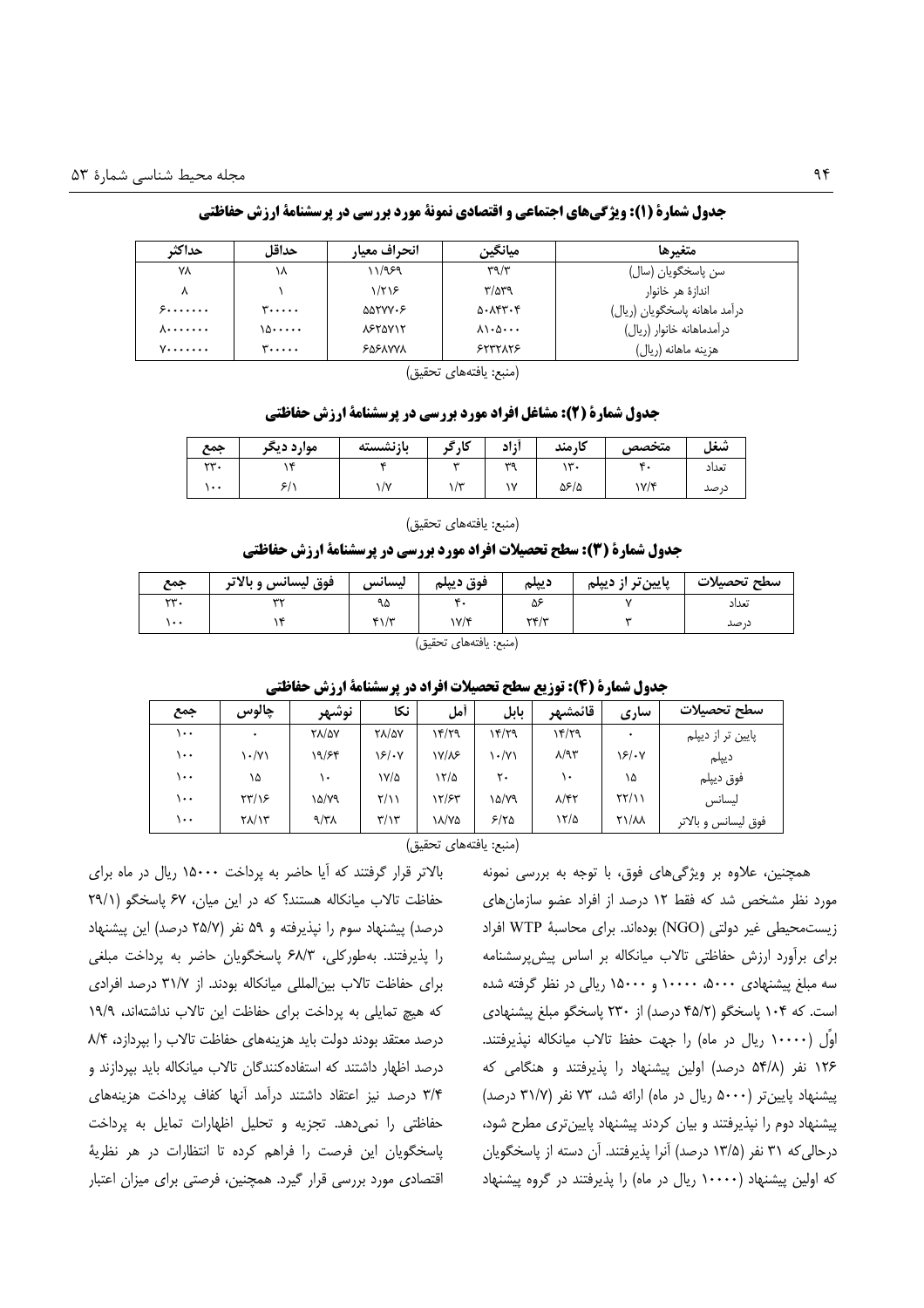**جدول شمارهٔ (۱): ویژگی‌های اجتماعی و اقتصادی نمونهٔ مورد بررسی در پرسشنامهٔ ارزش حفاظتی**

| متغیرها | میانگین | انحراف معیار | حداقل | حداکثر |
|---|---|---|---|---|
| سن پاسخگویان (سال) | ۳۹/۳ | ۱۱/۹۶۹ | ۱۸ | ۷۸ |
| اندازهٔ هر خانوار | ۳/۵۳۹ | ۱/۲۱۶ | ۱ | ۸ |
| درآمد ماهانه پاسخگویان (ریال) | ۵۰۸۴۳۰۴ | ۵۵۲۷۷۰۶ | ۳۰۰۰۰۰ | ۶۰۰۰۰۰۰۰ |
| درآمدماهانه خانوار (ریال) | ۸۱۰۵۰۰۰ | ۸۶۲۵۷۱۲ | ۱۵۰۰۰۰۰ | ۸۰۰۰۰۰۰۰ |
| هزینه ماهانه (ریال) | ۶۲۳۲۸۲۶ | ۶۵۶۸۷۷۸ | ۳۰۰۰۰۰ | ۷۰۰۰۰۰۰۰ |

(منبع: یافته‌های تحقیق)

**جدول شمارهٔ (۲): مشاغل افراد مورد بررسی در پرسشنامهٔ ارزش حفاظتی**

| شغل | متخصص | کارمند | آزاد | کارگر | بازنشسته | موارد دیگر | جمع |
|---|---|---|---|---|---|---|---|
| تعداد | ۴۰ | ۱۳۰ | ۳۹ | ۳ | ۴ | ۱۴ | ۲۳۰ |
| درصد | ۱۷/۴ | ۵۶/۵ | ۱۷ | ۱/۳ | ۱/۷ | ۶/۱ | ۱۰۰ |

(منبع: یافته‌های تحقیق)

**جدول شمارهٔ (۳): سطح تحصیلات افراد مورد بررسی در پرسشنامهٔ ارزش حفاظتی**

| سطح تحصیلات | پایین‌تر از دیپلم | دیپلم | فوق دیپلم | لیسانس | فوق لیسانس و بالاتر | جمع |
|---|---|---|---|---|---|---|
| تعداد | ۷ | ۵۶ | ۴۰ | ۹۵ | ۳۲ | ۲۳۰ |
| درصد | ۳ | ۲۴/۳ | ۱۷/۴ | ۴۱/۳ | ۱۴ | ۱۰۰ |

(منبع: یافته‌های تحقیق)

**جدول شمارهٔ (۴): توزیع سطح تحصیلات افراد در پرسشنامهٔ ارزش حفاظتی**

| سطح تحصیلات | ساری | قائمشهر | بابل | آمل | نکا | نوشهر | چالوس | جمع |
|---|---|---|---|---|---|---|---|---|
| پایین تر از دیپلم | ۰ | ۱۴/۲۹ | ۱۴/۲۹ | ۱۴/۲۹ | ۲۸/۵۷ | ۲۸/۵۷ | ۰ | ۱۰۰ |
| دیپلم | ۱۶/۰۷ | ۸/۹۳ | ۱۰/۷۱ | ۱۷/۸۶ | ۱۶/۰۷ | ۱۹/۶۴ | ۱۰/۷۱ | ۱۰۰ |
| فوق دیپلم | ۱۵ | ۱۰ | ۲۰ | ۱۲/۵ | ۱۷/۵ | ۱۰ | ۱۵ | ۱۰۰ |
| لیسانس | ۲۲/۱۱ | ۸/۴۲ | ۱۵/۷۹ | ۱۲/۶۳ | ۲/۱۱ | ۱۵/۷۹ | ۲۳/۱۶ | ۱۰۰ |
| فوق لیسانس و بالاتر | ۲۱/۸۸ | ۱۲/۵ | ۶/۲۵ | ۱۸/۷۵ | ۳/۱۳ | ۹/۳۸ | ۲۸/۱۳ | ۱۰۰ |

(منبع: یافته‌های تحقیق)

همچنین، علاوه بر ویژگی‌های فوق، با توجه به بررسی نمونه مورد نظر مشخص شد که فقط ۱۲ درصد از افراد عضو سازمان‌های زیست‌محیطی غیر دولتی (NGO) بوده‌اند. برای محاسبهٔ WTP افراد برای برآورد ارزش حفاظتی تالاب میانکاله بر اساس پیش‌پرسشنامه سه مبلغ پیشنهادی ۵۰۰۰، ۱۰۰۰۰ و ۱۵۰۰۰ ریالی در نظر گرفته شده است. که ۱۰۴ پاسخگو (۴۵/۲ درصد) از ۲۳۰ پاسخگو مبلغ پیشنهادی اوّل (۱۰۰۰۰ ریال در ماه) را جهت حفظ تالاب میانکاله نپذیرفتند. ۱۲۶ نفر (۵۴/۸ درصد) اولین پیشنهاد را پذیرفتند و هنگامی که پیشنهاد پایین‌تر (۵۰۰۰ ریال در ماه) ارائه شد، ۷۳ نفر (۳۱/۷ درصد) پیشنهاد دوم را نپذیرفتند و بیان کردند پیشنهاد پایین‌تری مطرح شود، درحالی‌که ۳۱ نفر (۱۳/۵ درصد) آنرا پذیرفتند. آن دسته از پاسخگویان که اولین پیشنهاد (۱۰۰۰۰ ریال در ماه) را پذیرفتند در گروه پیشنهاد بالاتر قرار گرفتند که آیا حاضر به پرداخت ۱۵۰۰۰ ریال در ماه برای حفاظت تالاب میانکاله هستند؟ که در این میان، ۶۷ پاسخگو (۲۹/۱ درصد) پیشنهاد سوم را پذیرفته و ۵۹ نفر (۲۵/۷ درصد) این پیشنهاد را نپذیرفتند. به‌طورکلی، ۶۸/۳ درصد پاسخگویان حاضر به پرداخت مبلغی برای حفاظت تالاب بین‌المللی میانکاله بودند. از ۳۱/۷ درصد افرادی که هیچ تمایلی به پرداخت برای حفاظت این تالاب نداشته‌اند، ۱۹/۹ درصد معتقد بودند دولت باید هزینه‌های حفاظت تالاب را بپردازد، ۸/۴ درصد اظهار داشتند که استفاده‌کنندگان تالاب میانکاله باید بپردازند و ۳/۴ درصد نیز اعتقاد داشتند درآمد آنها کفاف پرداخت هزینه‌های حفاظتی را نمی‌دهد. تجزیه و تحلیل اظهارات تمایل به پرداخت پاسخگویان این فرصت را فراهم کرده تا انتظارات در هر نظریهٔ اقتصادی مورد بررسی قرار گیرد. همچنین، فرصتی برای میزان اعتبار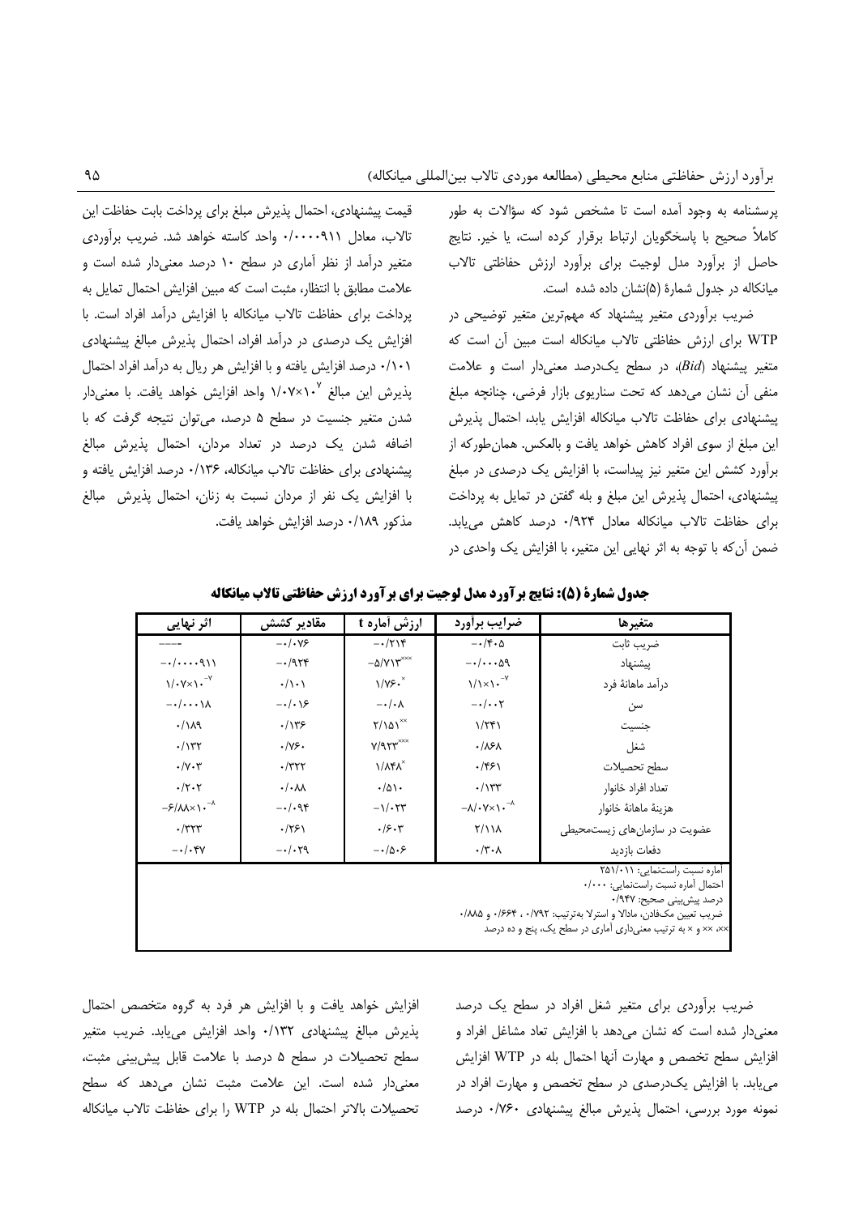پرسشنامه به وجود آمده است تا مشخص شود که سؤالات به طور کاملاً صحیح با پاسخگویان ارتباط برقرار کرده است، یا خیر. نتایج حاصل از برآورد مدل لوجیت برای برآورد ارزش حفاظتی تالاب میانکاله در جدول شمارهٔ (۵)نشان داده شده است.

ضریب برآوردی متغیر پیشنهاد که مهم‌ترین متغیر توضیحی در WTP برای ارزش حفاظتی تالاب میانکاله است مبین آن است که متغیر پیشنهاد (*Bid*)، در سطح یک‌درصد معنی‌دار است و علامت منفی آن نشان می‌دهد که تحت سناریوی بازار فرضی، چنانچه مبلغ پیشنهادی برای حفاظت تالاب میانکاله افزایش یابد، احتمال پذیرش این مبلغ از سوی افراد کاهش خواهد یافت و بالعکس. همان‌طورکه از برآورد کشش این متغیر نیز پیداست، با افزایش یک درصدی در مبلغ پیشنهادی، احتمال پذیرش این مبلغ و بله گفتن در تمایل به پرداخت برای حفاظت تالاب میانکاله معادل ۰/۹۲۴ درصد کاهش می‌یابد. ضمن آن‌که با توجه به اثر نهایی این متغیر، با افزایش یک واحدی در قیمت پیشنهادی، احتمال پذیرش مبلغ برای پرداخت بابت حفاظت این تالاب، معادل ۰/۰۰۰۰۹۱۱ واحد کاسته خواهد شد. ضریب برآوردی متغیر درآمد از نظر آماری در سطح ۱۰ درصد معنی‌دار شده است و علامت مطابق با انتظار، مثبت است که مبین افزایش احتمال تمایل به پرداخت برای حفاظت تالاب میانکاله با افزایش درآمد افراد است. با افزایش یک درصدی در درآمد افراد، احتمال پذیرش مبالغ پیشنهادی ۰/۱۰۱ درصد افزایش یافته و با افزایش هر ریال به درآمد افراد احتمال پذیرش این مبالغ $1/07\times10^{-7}$ واحد افزایش خواهد یافت. با معنی‌دار شدن متغیر جنسیت در سطح ۵ درصد، می‌توان نتیجه گرفت که با اضافه شدن یک درصد در تعداد مردان، احتمال پذیرش مبالغ پیشنهادی برای حفاظت تالاب میانکاله، ۰/۱۳۶ درصد افزایش یافته و با افزایش یک نفر از مردان نسبت به زنان، احتمال پذیرش مبالغ مذکور ۰/۱۸۹ درصد افزایش خواهد یافت.

**جدول شمارهٔ (۵): نتایج برآورد مدل لوجیت برای برآورد ارزش حفاظتی تالاب میانکاله**

| متغیرها | ضرایب برآورد | ارزش آماره t | مقادیر کشش | اثر نهایی |
|---|---|---|---|---|
| ضریب ثابت | ۰/۴۰۵- | ۰/۲۱۴- | ۰/۰۷۶- | ---- |
| پیشنهاد | ۰/۰۰۰۰۵۹- | $-5/713^{***}$ | ۰/۹۲۴- | ۰/۰۰۰۰۹۱۱- |
| درآمد ماهانهٔ فرد | $1/1\times10^{-7}$ | $1/760^{*}$ | ۰/۱۰۱ | $1/07\times10^{-7}$ |
| سن | ۰/۰۰۲- | ۰/۰۸- | ۰/۰۱۶- | ۰/۰۰۰۱۸- |
| جنسیت | ۱/۲۴۱ | $2/151^{**}$ | ۰/۱۳۶ | ۰/۱۸۹ |
| شغل | ۰/۸۶۸ | $7/923^{***}$ | ۰/۷۶۰ | ۰/۱۳۲ |
| سطح تحصیلات | ۰/۴۶۱ | $1/848^{*}$ | ۰/۳۲۲ | ۰/۷۰۳ |
| تعداد افراد خانوار | ۰/۱۳۳ | ۰/۵۱۰ | ۰/۰۸۸ | ۰/۲۰۲ |
| هزینهٔ ماهانهٔ خانوار | $-8/07\times10^{-8}$ | ۱/۰۲۳- | ۰/۰۹۴- | $-6/88\times10^{-8}$ |
| عضویت در سازمان‌های زیست‌محیطی | ۲/۱۱۸ | ۰/۶۰۳ | ۰/۲۶۱ | ۰/۳۲۳ |
| دفعات بازدید | ۰/۳۰۸ | ۰/۵۰۶- | ۰/۰۲۹- | ۰/۰۴۷- |

آماره نسبت راست‌نمایی: ۲۵۱/۰۱۱
احتمال آماره نسبت راست‌نمایی: ۰/۰۰۰
درصد پیش‌بینی صحیح: ۰/۹۴۷
ضریب تعیین مک‌فادن، مادالا و استرلا به‌ترتیب: ۰/۷۹۲ ، ۰/۶۶۴ و ۰/۸۸۵
\*\*\*، \*\* و \* به ترتیب معنی‌داری آماری در سطح یک، پنج و ده درصد

ضریب برآوردی برای متغیر شغل افراد در سطح یک درصد معنی‌دار شده است که نشان می‌دهد با افزایش تعاد مشاغل افراد و افزایش سطح تخصص و مهارت آنها احتمال بله در WTP افزایش می‌یابد. با افزایش یک‌درصدی در سطح تخصص و مهارت افراد در نمونه مورد بررسی، احتمال پذیرش مبالغ پیشنهادی ۰/۷۶۰ درصد افزایش خواهد یافت و با افزایش هر فرد به گروه متخصص احتمال پذیرش مبالغ پیشنهادی ۰/۱۳۲ واحد افزایش می‌یابد. ضریب متغیر سطح تحصیلات در سطح ۵ درصد با علامت قابل پیش‌بینی مثبت، معنی‌دار شده است. این علامت مثبت نشان می‌دهد که سطح تحصیلات بالاتر احتمال بله در WTP را برای حفاظت تالاب میانکاله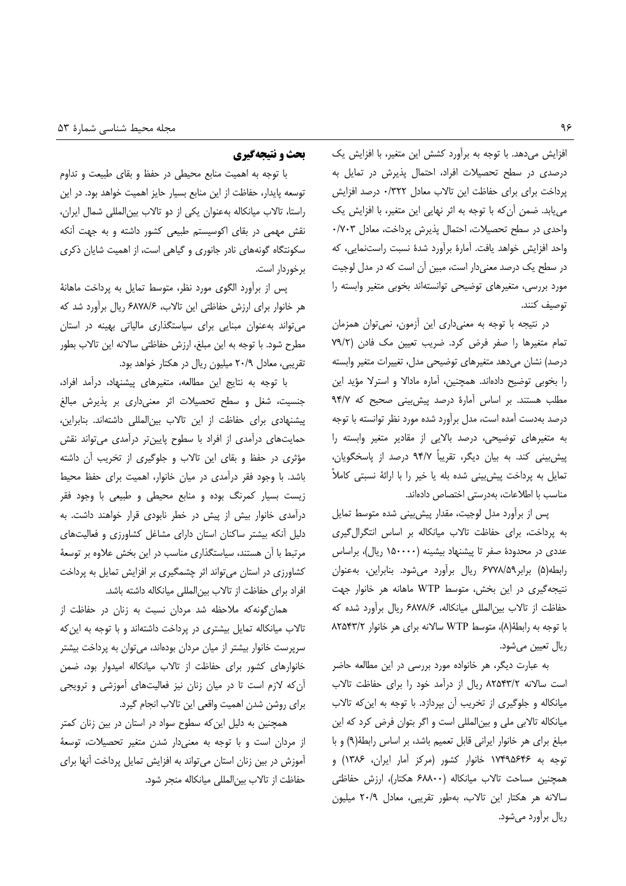افزایش می‌دهد. با توجه به برآورد کشش این متغیر، با افزایش یک درصدی در سطح تحصیلات افراد، احتمال پذیرش در تمایل به پرداخت برای برای حفاظت این تالاب معادل ۰/۳۲۲ درصد افزایش می‌یابد. ضمن آن‌که با توجه به اثر نهایی این متغیر، با افزایش یک واحدی در سطح تحصیلات، احتمال پذیرش پرداخت، معادل ۰/۷۰۳ واحد افزایش خواهد یافت. آمارهٔ برآورد شدهٔ نسبت راست‌نمایی، که در سطح یک درصد معنی‌دار است، مبین آن است که در مدل لوجیت مورد بررسی، متغیرهای توضیحی توانسته‌اند بخوبی متغیر وابسته را توصیف کنند.

در نتیجه با توجه به معنی‌داری این آزمون، نمی‌توان همزمان تمام متغیرها را صفر فرض کرد. ضریب تعیین مک فادن (۷۹/۲ درصد) نشان می‌دهد متغیرهای توضیحی مدل، تغییرات متغیر وابسته را بخوبی توضیح داده‌اند. همچنین، آماره مادالا و استرلا مؤید این مطلب هستند. بر اساس آمارهٔ درصد پیش‌بینی صحیح که ۹۴/۷ درصد به‌دست آمده است، مدل برآورد شده مورد نظر توانسته با توجه به متغیرهای توضیحی، درصد بالایی از مقادیر متغیر وابسته را پیش‌بینی کند. به بیان دیگر، تقریباً ۹۴/۷ درصد از پاسخگویان، تمایل به پرداخت پیش‌بینی شده بله یا خیر را با ارائهٔ نسبتی کاملاً مناسب با اطلاعات، به‌درستی اختصاص داده‌اند.

پس از برآورد مدل لوجیت، مقدار پیش‌بینی شده متوسط تمایل به پرداخت، برای حفاظت تالاب میانکاله بر اساس انتگرال‌گیری عددی در محدودهٔ صفر تا پیشنهاد بیشینه (۱۵۰۰۰۰ ریال)، براساس رابطه(۵) برابر۶۷۷۸/۵۹ ریال برآورد می‌شود. بنابراین، به‌عنوان نتیجه‌گیری در این بخش، متوسط WTP ماهانه هر خانوار جهت حفاظت از تالاب بین‌المللی میانکاله، ۶۸۷۸/۶ ریال برآورد شده که با توجه به رابطهٔ(۸)، متوسط WTP سالانه برای هر خانوار ۸۲۵۴۳/۲ ریال تعیین می‌شود.

به عبارت دیگر، هر خانواده مورد بررسی در این مطالعه حاضر است سالانه ۸۲۵۴۳/۲ ریال از درآمد خود را برای حفاظت تالاب میانکاله و جلوگیری از تخریب آن بپردازد. با توجه به این‌که تالاب میانکاله تالابی ملی و بین‌المللی است و اگر بتوان فرض کرد که این مبلغ برای هر خانوار ایرانی قابل تعمیم باشد، بر اساس رابطهٔ(۹) و با توجه به ۱۷۴۹۵۶۴۶ خانوار کشور (مرکز آمار ایران، ۱۳۸۶) و همچنین مساحت تالاب میانکاله (۶۸۸۰۰ هکتار)، ارزش حفاظتی سالانه هر هکتار این تالاب، به‌طور تقریبی، معادل ۲۰/۹ میلیون ریال برآورد می‌شود.

## بحث و نتیجه‌گیری

با توجه به اهمیت منابع محیطی در حفظ و بقای طبیعت و تداوم توسعه پایدار، حفاظت از این منابع بسیار حایز اهمیت خواهد بود. در این راستا، تالاب میانکاله به‌عنوان یکی از دو تالاب بین‌المللی شمال ایران، نقش مهمی در بقای اکوسیستم طبیعی کشور داشته و به جهت آنکه سکونتگاه گونه‌های نادر جانوری و گیاهی است، از اهمیت شایان ذکری برخوردار است.

پس از برآورد الگوی مورد نظر، متوسط تمایل به پرداخت ماهانهٔ هر خانوار برای ارزش حفاظتی این تالاب، ۶۸۷۸/۶ ریال برآورد شد که می‌تواند به‌عنوان مبنایی برای سیاستگذاری مالیاتی بهینه در استان مطرح شود. با توجه به این مبلغ، ارزش حفاظتی سالانه این تالاب بطور تقریبی، معادل ۲۰/۹ میلیون ریال در هکتار خواهد بود.

با توجه به نتایج این مطالعه، متغیرهای پیشنهاد، درآمد افراد، جنسیت، شغل و سطح تحصیلات اثر معنی‌داری بر پذیرش مبالغ پیشنهادی برای حفاظت از این تالاب بین‌المللی داشته‌اند. بنابراین، حمایت‌های درآمدی از افراد با سطوح پایین‌تر درآمدی می‌تواند نقش مؤثری در حفظ و بقای این تالاب و جلوگیری از تخریب آن داشته باشد. با وجود فقر درآمدی در میان خانوار، اهمیت برای حفظ محیط زیست بسیار کمرنگ بوده و منابع محیطی و طبیعی با وجود فقر درآمدی خانوار بیش از پیش در خطر نابودی قرار خواهند داشت. به دلیل آنکه بیشتر ساکنان استان دارای مشاغل کشاورزی و فعالیت‌های مرتبط با آن هستند، سیاستگذاری مناسب در این بخش علاوه بر توسعهٔ کشاورزی در استان می‌تواند اثر چشمگیری بر افزایش تمایل به پرداخت افراد برای حفاظت از تالاب بین‌المللی میانکاله داشته باشد.

همان‌گونه‌که ملاحظه شد مردان نسبت به زنان در حفاظت از تالاب میانکاله تمایل بیشتری در پرداخت داشته‌اند و با توجه به این‌که سرپرست خانوار بیشتر از میان مردان بوده‌اند، می‌توان به پرداخت بیشتر خانوارهای کشور برای حفاظت از تالاب میانکاله امیدوار بود، ضمن آن‌که لازم است تا در میان زنان نیز فعالیت‌های آموزشی و ترویجی برای روشن شدن اهمیت واقعی این تالاب انجام گیرد.

همچنین به دلیل این‌که سطوح سواد در استان در بین زنان کمتر از مردان است و با توجه به معنی‌دار شدن متغیر تحصیلات، توسعهٔ آموزش در بین زنان استان می‌تواند به افزایش تمایل پرداخت آنها برای حفاظت از تالاب بین‌المللی میانکاله منجر شود.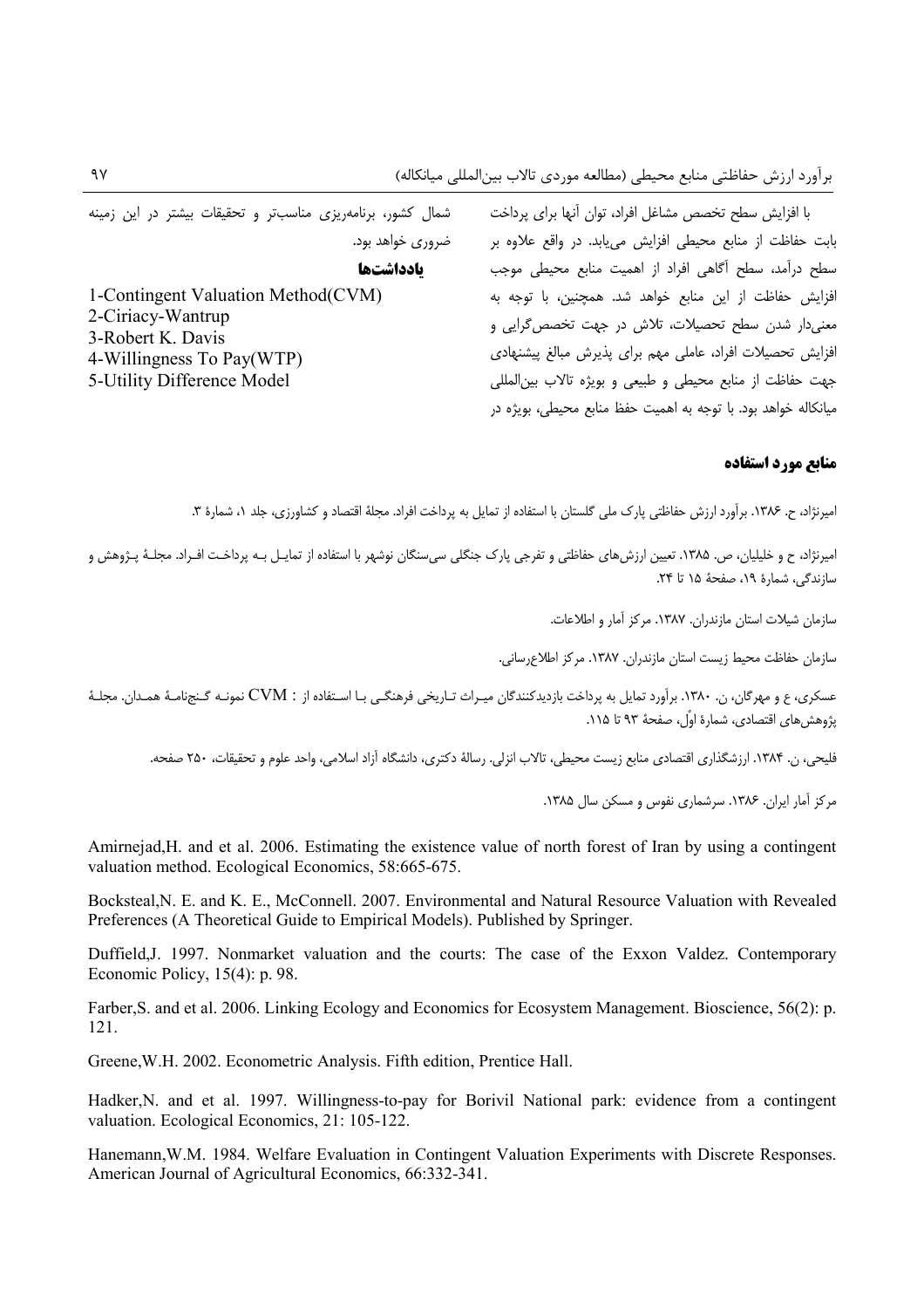با افزایش سطح تخصص مشاغل افراد، توان آنها برای پرداخت بابت حفاظت از منابع محیطی افزایش می‌یابد. در واقع علاوه بر سطح درآمد، سطح آگاهی افراد از اهمیت منابع محیطی موجب افزایش حفاظت از این منابع خواهد شد. همچنین، با توجه به معنی‌دار شدن سطح تحصیلات، تلاش در جهت تخصص‌گرایی و افزایش تحصیلات افراد، عاملی مهم برای پذیرش مبالغ پیشنهادی جهت حفاظت از منابع محیطی و طبیعی و بویژه تالاب بین‌المللی میانکاله خواهد بود. با توجه به اهمیت حفظ منابع محیطی، بویژه در شمال کشور، برنامه‌ریزی مناسب‌تر و تحقیقات بیشتر در این زمینه ضروری خواهد بود.

### یادداشت‌ها

1-Contingent Valuation Method(CVM)
2-Ciriacy-Wantrup
3-Robert K. Davis
4-Willingness To Pay(WTP)
5-Utility Difference Model

## منابع مورد استفاده

امیرنژاد، ح. ۱۳۸۶. برآورد ارزش حفاظتی پارک ملی گلستان با استفاده از تمایل به پرداخت افراد. مجلهٔ اقتصاد و کشاورزی، جلد ۱، شمارهٔ ۳.

امیرنژاد، ح و خلیلیان، ص. ۱۳۸۵. تعیین ارزش‌های حفاظتی و تفرجی پارک جنگلی سی‌سنگان نوشهر با استفاده از تمایل به پرداخت افراد. مجلهٔ پژوهش و سازندگی، شمارهٔ ۱۹، صفحهٔ ۱۵ تا ۲۴.

سازمان شیلات استان مازندران. ۱۳۸۷. مرکز آمار و اطلاعات.

سازمان حفاظت محیط زیست استان مازندران. ۱۳۸۷. مرکز اطلاع‌رسانی.

عسکری، ع و مهرگان، ن. ۱۳۸۰. برآورد تمایل به پرداخت بازدیدکنندگان میراث تاریخی فرهنگی با استفاده از CVM : نمونه گنجنامهٔ همدان. مجلهٔ پژوهش‌های اقتصادی، شمارهٔ اوّل، صفحهٔ ۹۳ تا ۱۱۵.

فلیحی، ن. ۱۳۸۴. ارزشگذاری اقتصادی منابع زیست محیطی، تالاب انزلی. رسالهٔ دکتری، دانشگاه آزاد اسلامی، واحد علوم و تحقیقات، ۲۵۰ صفحه.

مرکز آمار ایران. ۱۳۸۶. سرشماری نفوس و مسکن سال ۱۳۸۵.

Amirnejad,H. and et al. 2006. Estimating the existence value of north forest of Iran by using a contingent valuation method. Ecological Economics, 58:665-675.

Bocksteal,N. E. and K. E., McConnell. 2007. Environmental and Natural Resource Valuation with Revealed Preferences (A Theoretical Guide to Empirical Models). Published by Springer.

Duffield,J. 1997. Nonmarket valuation and the courts: The case of the Exxon Valdez. Contemporary Economic Policy, 15(4): p. 98.

Farber,S. and et al. 2006. Linking Ecology and Economics for Ecosystem Management. Bioscience, 56(2): p. 121.

Greene,W.H. 2002. Econometric Analysis. Fifth edition, Prentice Hall.

Hadker,N. and et al. 1997. Willingness-to-pay for Borivil National park: evidence from a contingent valuation. Ecological Economics, 21: 105-122.

Hanemann,W.M. 1984. Welfare Evaluation in Contingent Valuation Experiments with Discrete Responses. American Journal of Agricultural Economics, 66:332-341.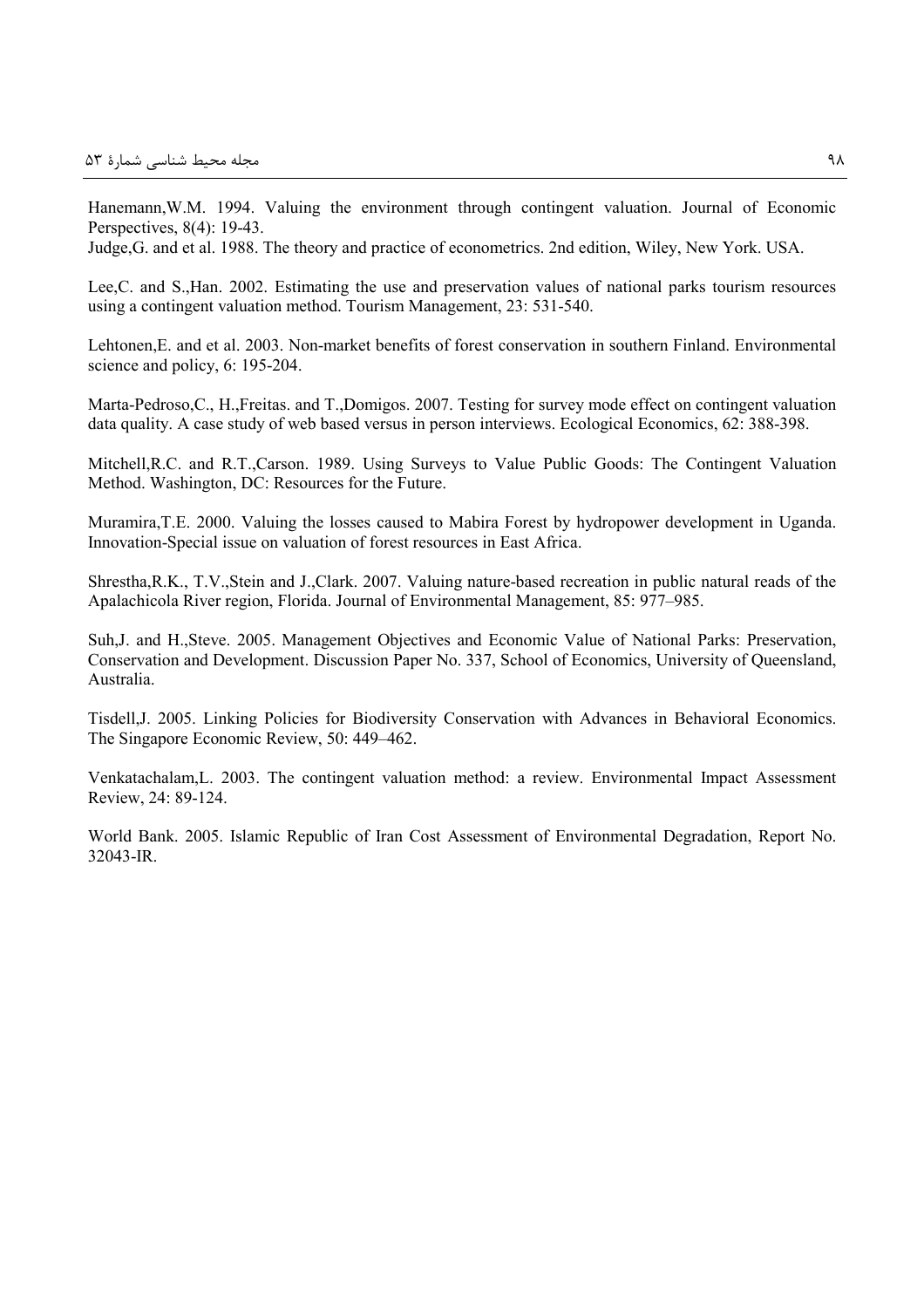Hanemann,W.M. 1994. Valuing the environment through contingent valuation. Journal of Economic Perspectives, 8(4): 19-43.

Judge,G. and et al. 1988. The theory and practice of econometrics. 2nd edition, Wiley, New York. USA.

Lee,C. and S.,Han. 2002. Estimating the use and preservation values of national parks tourism resources using a contingent valuation method. Tourism Management, 23: 531-540.

Lehtonen,E. and et al. 2003. Non-market benefits of forest conservation in southern Finland. Environmental science and policy, 6: 195-204.

Marta-Pedroso,C., H.,Freitas. and T.,Domigos. 2007. Testing for survey mode effect on contingent valuation data quality. A case study of web based versus in person interviews. Ecological Economics, 62: 388-398.

Mitchell,R.C. and R.T.,Carson. 1989. Using Surveys to Value Public Goods: The Contingent Valuation Method. Washington, DC: Resources for the Future.

Muramira,T.E. 2000. Valuing the losses caused to Mabira Forest by hydropower development in Uganda. Innovation-Special issue on valuation of forest resources in East Africa.

Shrestha,R.K., T.V.,Stein and J.,Clark. 2007. Valuing nature-based recreation in public natural reads of the Apalachicola River region, Florida. Journal of Environmental Management, 85: 977–985.

Suh,J. and H.,Steve. 2005. Management Objectives and Economic Value of National Parks: Preservation, Conservation and Development. Discussion Paper No. 337, School of Economics, University of Queensland, Australia.

Tisdell,J. 2005. Linking Policies for Biodiversity Conservation with Advances in Behavioral Economics. The Singapore Economic Review, 50: 449–462.

Venkatachalam,L. 2003. The contingent valuation method: a review. Environmental Impact Assessment Review, 24: 89-124.

World Bank. 2005. Islamic Republic of Iran Cost Assessment of Environmental Degradation, Report No. 32043-IR.